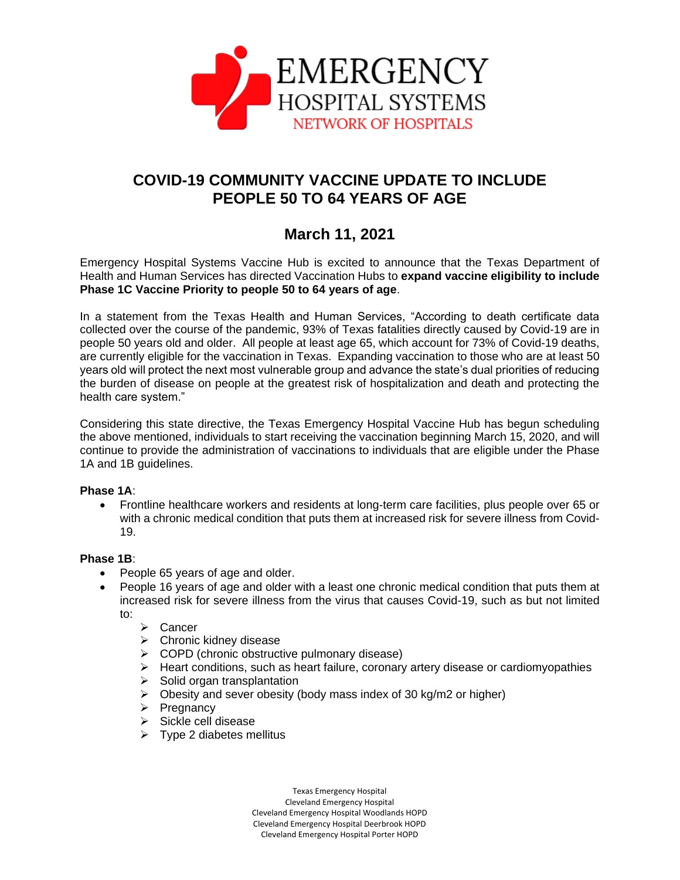EMERGENCY
HOSPITAL SYSTEMS
NETWORK OF HOSPITALS

# COVID-19 COMMUNITY VACCINE UPDATE TO INCLUDE PEOPLE 50 TO 64 YEARS OF AGE

## March 11, 2021

Emergency Hospital Systems Vaccine Hub is excited to announce that the Texas Department of Health and Human Services has directed Vaccination Hubs to **expand vaccine eligibility to include Phase 1C Vaccine Priority to people 50 to 64 years of age**.

In a statement from the Texas Health and Human Services, "According to death certificate data collected over the course of the pandemic, 93% of Texas fatalities directly caused by Covid-19 are in people 50 years old and older. All people at least age 65, which account for 73% of Covid-19 deaths, are currently eligible for the vaccination in Texas. Expanding vaccination to those who are at least 50 years old will protect the next most vulnerable group and advance the state's dual priorities of reducing the burden of disease on people at the greatest risk of hospitalization and death and protecting the health care system."

Considering this state directive, the Texas Emergency Hospital Vaccine Hub has begun scheduling the above mentioned, individuals to start receiving the vaccination beginning March 15, 2020, and will continue to provide the administration of vaccinations to individuals that are eligible under the Phase 1A and 1B guidelines.

**Phase 1A**:

- Frontline healthcare workers and residents at long-term care facilities, plus people over 65 or with a chronic medical condition that puts them at increased risk for severe illness from Covid-19.

**Phase 1B**:

- People 65 years of age and older.
- People 16 years of age and older with a least one chronic medical condition that puts them at increased risk for severe illness from the virus that causes Covid-19, such as but not limited to:
  - Cancer
  - Chronic kidney disease
  - COPD (chronic obstructive pulmonary disease)
  - Heart conditions, such as heart failure, coronary artery disease or cardiomyopathies
  - Solid organ transplantation
  - Obesity and sever obesity (body mass index of 30 kg/m2 or higher)
  - Pregnancy
  - Sickle cell disease
  - Type 2 diabetes mellitus

Texas Emergency Hospital
Cleveland Emergency Hospital
Cleveland Emergency Hospital Woodlands HOPD
Cleveland Emergency Hospital Deerbrook HOPD
Cleveland Emergency Hospital Porter HOPD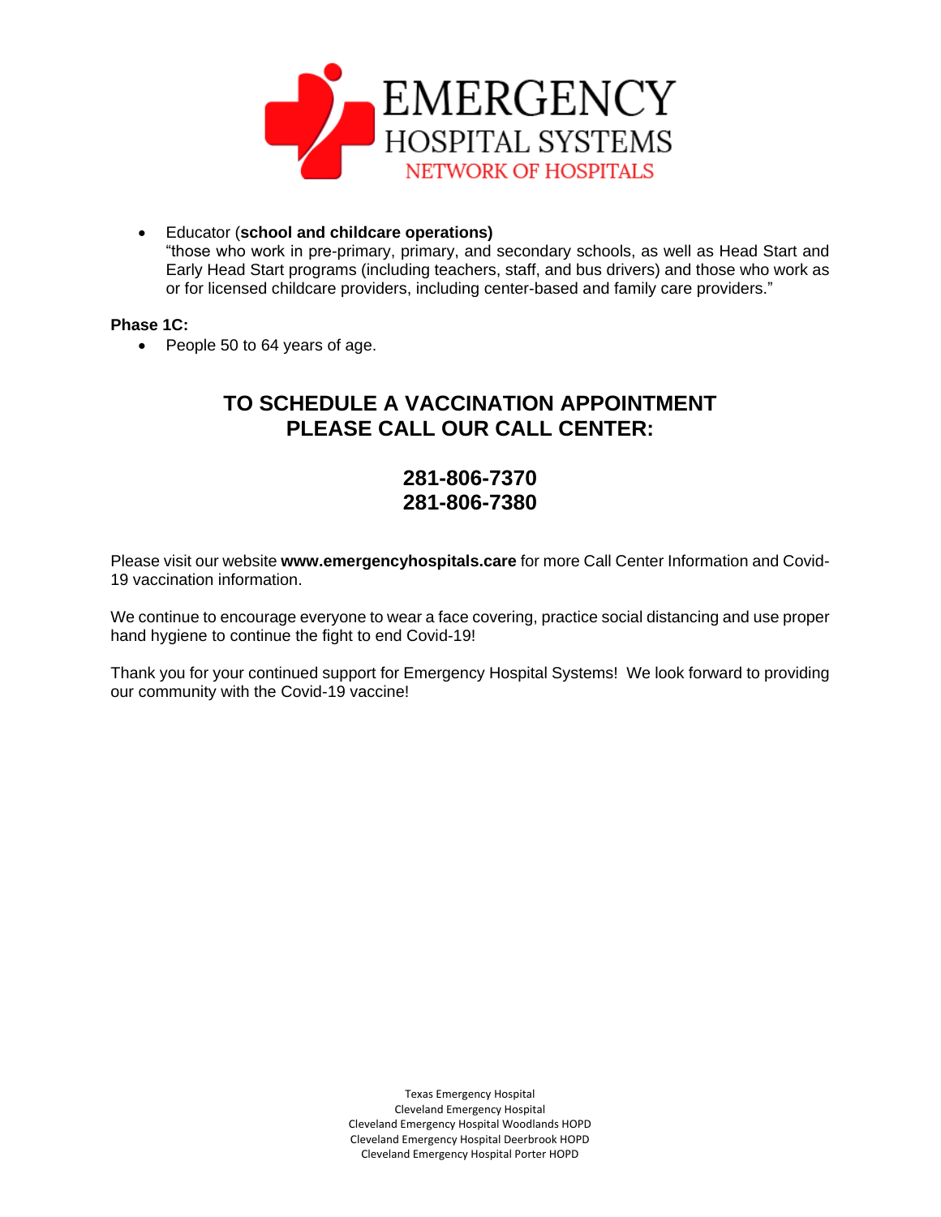- Educator (**school and childcare operations)**
"those who work in pre-primary, primary, and secondary schools, as well as Head Start and Early Head Start programs (including teachers, staff, and bus drivers) and those who work as or for licensed childcare providers, including center-based and family care providers."

**Phase 1C:**

- People 50 to 64 years of age.

## TO SCHEDULE A VACCINATION APPOINTMENT PLEASE CALL OUR CALL CENTER:

## 281-806-7370
## 281-806-7380

Please visit our website **www.emergencyhospitals.care** for more Call Center Information and Covid-19 vaccination information.

We continue to encourage everyone to wear a face covering, practice social distancing and use proper hand hygiene to continue the fight to end Covid-19!

Thank you for your continued support for Emergency Hospital Systems! We look forward to providing our community with the Covid-19 vaccine!

Texas Emergency Hospital
Cleveland Emergency Hospital
Cleveland Emergency Hospital Woodlands HOPD
Cleveland Emergency Hospital Deerbrook HOPD
Cleveland Emergency Hospital Porter HOPD